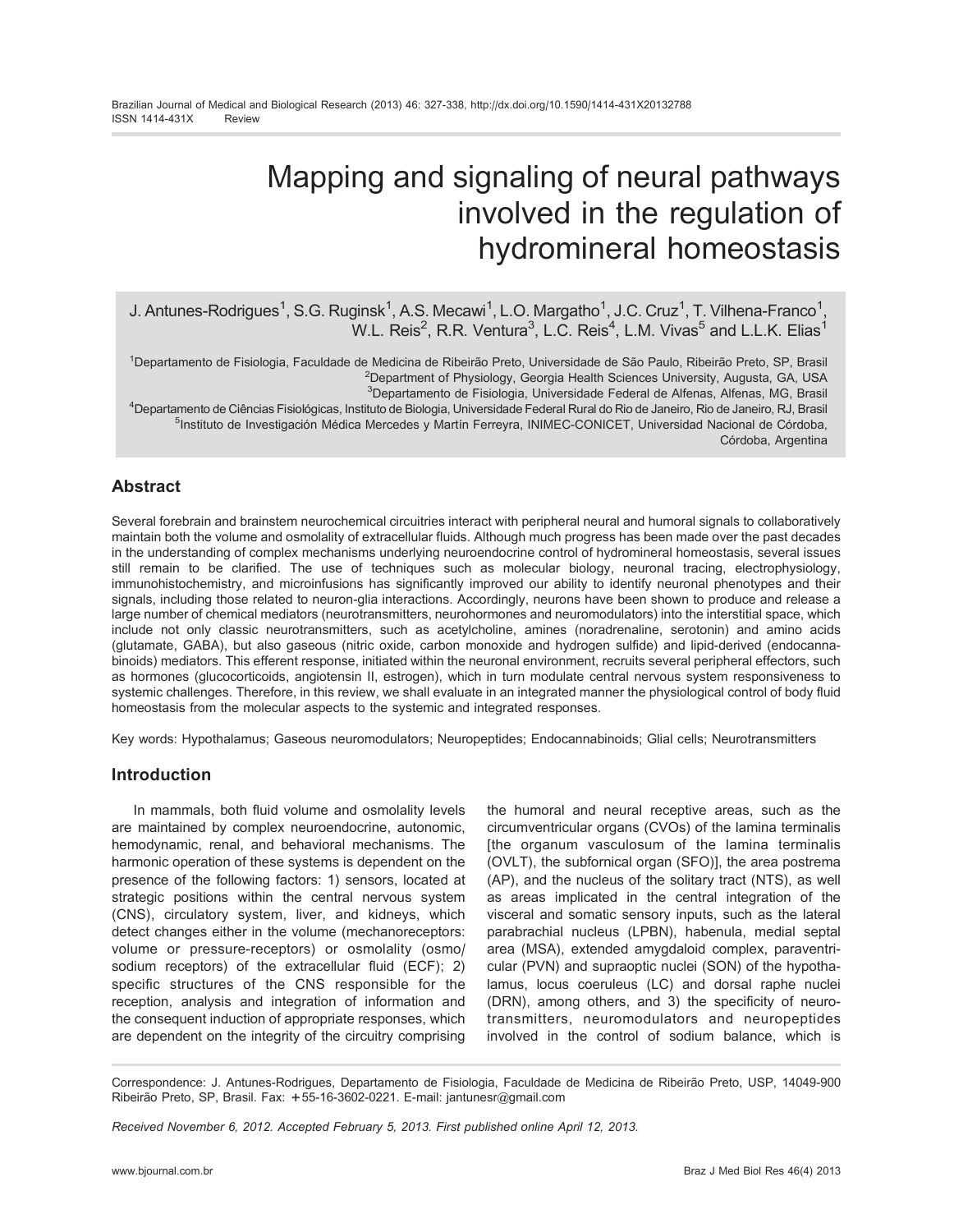# Mapping and signaling of neural pathways involved in the regulation of hydromineral homeostasis

J. Antunes-Rodrigues[1], S.G. Ruginsk[1], A.S. Mecawi[1], L.O. Margatho[1], J.C. Cruz[1], T. Vilhena-Franco[1], W.L. Reis[2], R.R. Ventura[3], L.C. Reis[4], L.M. Vivas[5] and L.L.K. Elias[1]

[1]Departamento de Fisiologia, Faculdade de Medicina de Ribeirão Preto, Universidade de São Paulo, Ribeirão Preto, SP, Brasil
[2]Department of Physiology, Georgia Health Sciences University, Augusta, GA, USA
[3]Departamento de Fisiologia, Universidade Federal de Alfenas, Alfenas, MG, Brasil
[4]Departamento de Ciências Fisiológicas, Instituto de Biologia, Universidade Federal Rural do Rio de Janeiro, Rio de Janeiro, RJ, Brasil
[5]Instituto de Investigación Médica Mercedes y Martín Ferreyra, INIMEC-CONICET, Universidad Nacional de Córdoba, Córdoba, Argentina

## Abstract

Several forebrain and brainstem neurochemical circuitries interact with peripheral neural and humoral signals to collaboratively maintain both the volume and osmolality of extracellular fluids. Although much progress has been made over the past decades in the understanding of complex mechanisms underlying neuroendocrine control of hydromineral homeostasis, several issues still remain to be clarified. The use of techniques such as molecular biology, neuronal tracing, electrophysiology, immunohistochemistry, and microinfusions has significantly improved our ability to identify neuronal phenotypes and their signals, including those related to neuron-glia interactions. Accordingly, neurons have been shown to produce and release a large number of chemical mediators (neurotransmitters, neurohormones and neuromodulators) into the interstitial space, which include not only classic neurotransmitters, such as acetylcholine, amines (noradrenaline, serotonin) and amino acids (glutamate, GABA), but also gaseous (nitric oxide, carbon monoxide and hydrogen sulfide) and lipid-derived (endocannabinoids) mediators. This efferent response, initiated within the neuronal environment, recruits several peripheral effectors, such as hormones (glucocorticoids, angiotensin II, estrogen), which in turn modulate central nervous system responsiveness to systemic challenges. Therefore, in this review, we shall evaluate in an integrated manner the physiological control of body fluid homeostasis from the molecular aspects to the systemic and integrated responses.

Key words: Hypothalamus; Gaseous neuromodulators; Neuropeptides; Endocannabinoids; Glial cells; Neurotransmitters

## Introduction

In mammals, both fluid volume and osmolality levels are maintained by complex neuroendocrine, autonomic, hemodynamic, renal, and behavioral mechanisms. The harmonic operation of these systems is dependent on the presence of the following factors: 1) sensors, located at strategic positions within the central nervous system (CNS), circulatory system, liver, and kidneys, which detect changes either in the volume (mechanoreceptors: volume or pressure-receptors) or osmolality (osmo/sodium receptors) of the extracellular fluid (ECF); 2) specific structures of the CNS responsible for the reception, analysis and integration of information and the consequent induction of appropriate responses, which are dependent on the integrity of the circuitry comprising the humoral and neural receptive areas, such as the circumventricular organs (CVOs) of the lamina terminalis [the organum vasculosum of the lamina terminalis (OVLT), the subfornical organ (SFO)], the area postrema (AP), and the nucleus of the solitary tract (NTS), as well as areas implicated in the central integration of the visceral and somatic sensory inputs, such as the lateral parabrachial nucleus (LPBN), habenula, medial septal area (MSA), extended amygdaloid complex, paraventricular (PVN) and supraoptic nuclei (SON) of the hypothalamus, locus coeruleus (LC) and dorsal raphe nuclei (DRN), among others, and 3) the specificity of neurotransmitters, neuromodulators and neuropeptides involved in the control of sodium balance, which is

Correspondence: J. Antunes-Rodrigues, Departamento de Fisiologia, Faculdade de Medicina de Ribeirão Preto, USP, 14049-900 Ribeirão Preto, SP, Brasil. Fax: +55-16-3602-0221. E-mail: jantunesr@gmail.com

*Received November 6, 2012. Accepted February 5, 2013. First published online April 12, 2013.*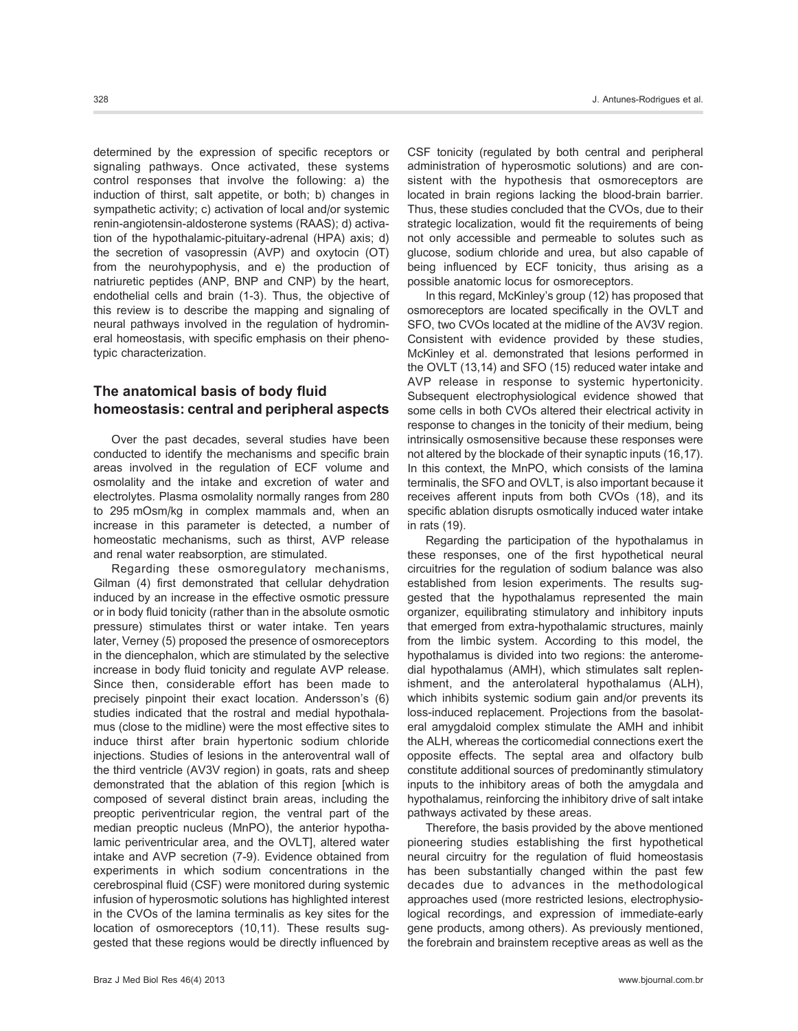determined by the expression of specific receptors or signaling pathways. Once activated, these systems control responses that involve the following: a) the induction of thirst, salt appetite, or both; b) changes in sympathetic activity; c) activation of local and/or systemic renin-angiotensin-aldosterone systems (RAAS); d) activation of the hypothalamic-pituitary-adrenal (HPA) axis; d) the secretion of vasopressin (AVP) and oxytocin (OT) from the neurohypophysis, and e) the production of natriuretic peptides (ANP, BNP and CNP) by the heart, endothelial cells and brain (1-3). Thus, the objective of this review is to describe the mapping and signaling of neural pathways involved in the regulation of hydromineral homeostasis, with specific emphasis on their phenotypic characterization.

## The anatomical basis of body fluid homeostasis: central and peripheral aspects

Over the past decades, several studies have been conducted to identify the mechanisms and specific brain areas involved in the regulation of ECF volume and osmolality and the intake and excretion of water and electrolytes. Plasma osmolality normally ranges from 280 to 295 mOsm/kg in complex mammals and, when an increase in this parameter is detected, a number of homeostatic mechanisms, such as thirst, AVP release and renal water reabsorption, are stimulated.

Regarding these osmoregulatory mechanisms, Gilman (4) first demonstrated that cellular dehydration induced by an increase in the effective osmotic pressure or in body fluid tonicity (rather than in the absolute osmotic pressure) stimulates thirst or water intake. Ten years later, Verney (5) proposed the presence of osmoreceptors in the diencephalon, which are stimulated by the selective increase in body fluid tonicity and regulate AVP release. Since then, considerable effort has been made to precisely pinpoint their exact location. Andersson's (6) studies indicated that the rostral and medial hypothalamus (close to the midline) were the most effective sites to induce thirst after brain hypertonic sodium chloride injections. Studies of lesions in the anteroventral wall of the third ventricle (AV3V region) in goats, rats and sheep demonstrated that the ablation of this region [which is composed of several distinct brain areas, including the preoptic periventricular region, the ventral part of the median preoptic nucleus (MnPO), the anterior hypothalamic periventricular area, and the OVLT], altered water intake and AVP secretion (7-9). Evidence obtained from experiments in which sodium concentrations in the cerebrospinal fluid (CSF) were monitored during systemic infusion of hyperosmotic solutions has highlighted interest in the CVOs of the lamina terminalis as key sites for the location of osmoreceptors (10,11). These results suggested that these regions would be directly influenced by CSF tonicity (regulated by both central and peripheral administration of hyperosmotic solutions) and are consistent with the hypothesis that osmoreceptors are located in brain regions lacking the blood-brain barrier. Thus, these studies concluded that the CVOs, due to their strategic localization, would fit the requirements of being not only accessible and permeable to solutes such as glucose, sodium chloride and urea, but also capable of being influenced by ECF tonicity, thus arising as a possible anatomic locus for osmoreceptors.

In this regard, McKinley's group (12) has proposed that osmoreceptors are located specifically in the OVLT and SFO, two CVOs located at the midline of the AV3V region. Consistent with evidence provided by these studies, McKinley et al. demonstrated that lesions performed in the OVLT (13,14) and SFO (15) reduced water intake and AVP release in response to systemic hypertonicity. Subsequent electrophysiological evidence showed that some cells in both CVOs altered their electrical activity in response to changes in the tonicity of their medium, being intrinsically osmosensitive because these responses were not altered by the blockade of their synaptic inputs (16,17). In this context, the MnPO, which consists of the lamina terminalis, the SFO and OVLT, is also important because it receives afferent inputs from both CVOs (18), and its specific ablation disrupts osmotically induced water intake in rats (19).

Regarding the participation of the hypothalamus in these responses, one of the first hypothetical neural circuitries for the regulation of sodium balance was also established from lesion experiments. The results suggested that the hypothalamus represented the main organizer, equilibrating stimulatory and inhibitory inputs that emerged from extra-hypothalamic structures, mainly from the limbic system. According to this model, the hypothalamus is divided into two regions: the anteromedial hypothalamus (AMH), which stimulates salt replenishment, and the anterolateral hypothalamus (ALH), which inhibits systemic sodium gain and/or prevents its loss-induced replacement. Projections from the basolateral amygdaloid complex stimulate the AMH and inhibit the ALH, whereas the corticomedial connections exert the opposite effects. The septal area and olfactory bulb constitute additional sources of predominantly stimulatory inputs to the inhibitory areas of both the amygdala and hypothalamus, reinforcing the inhibitory drive of salt intake pathways activated by these areas.

Therefore, the basis provided by the above mentioned pioneering studies establishing the first hypothetical neural circuitry for the regulation of fluid homeostasis has been substantially changed within the past few decades due to advances in the methodological approaches used (more restricted lesions, electrophysiological recordings, and expression of immediate-early gene products, among others). As previously mentioned, the forebrain and brainstem receptive areas as well as the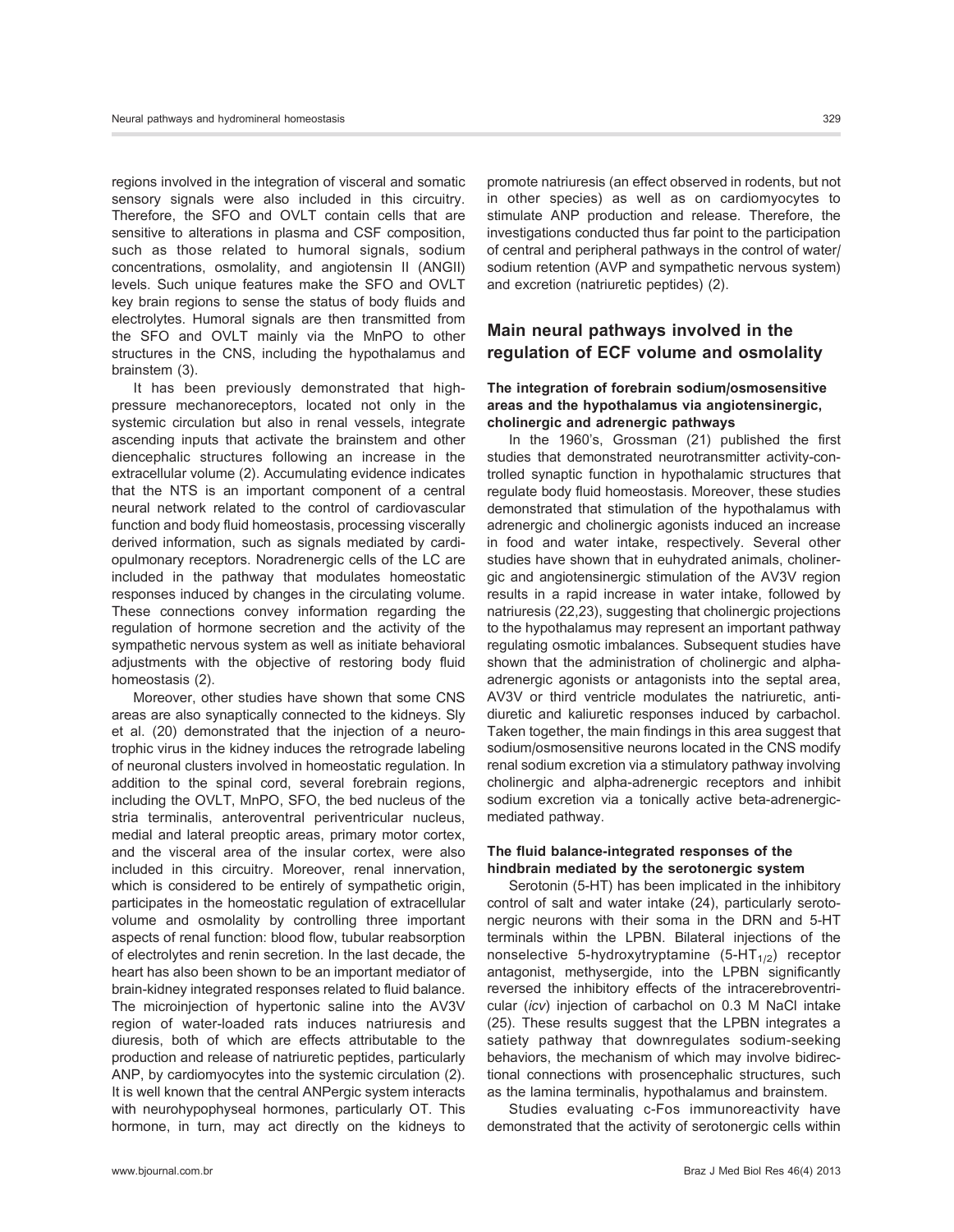regions involved in the integration of visceral and somatic sensory signals were also included in this circuitry. Therefore, the SFO and OVLT contain cells that are sensitive to alterations in plasma and CSF composition, such as those related to humoral signals, sodium concentrations, osmolality, and angiotensin II (ANGII) levels. Such unique features make the SFO and OVLT key brain regions to sense the status of body fluids and electrolytes. Humoral signals are then transmitted from the SFO and OVLT mainly via the MnPO to other structures in the CNS, including the hypothalamus and brainstem (3).

It has been previously demonstrated that high-pressure mechanoreceptors, located not only in the systemic circulation but also in renal vessels, integrate ascending inputs that activate the brainstem and other diencephalic structures following an increase in the extracellular volume (2). Accumulating evidence indicates that the NTS is an important component of a central neural network related to the control of cardiovascular function and body fluid homeostasis, processing viscerally derived information, such as signals mediated by cardiopulmonary receptors. Noradrenergic cells of the LC are included in the pathway that modulates homeostatic responses induced by changes in the circulating volume. These connections convey information regarding the regulation of hormone secretion and the activity of the sympathetic nervous system as well as initiate behavioral adjustments with the objective of restoring body fluid homeostasis (2).

Moreover, other studies have shown that some CNS areas are also synaptically connected to the kidneys. Sly et al. (20) demonstrated that the injection of a neurotrophic virus in the kidney induces the retrograde labeling of neuronal clusters involved in homeostatic regulation. In addition to the spinal cord, several forebrain regions, including the OVLT, MnPO, SFO, the bed nucleus of the stria terminalis, anteroventral periventricular nucleus, medial and lateral preoptic areas, primary motor cortex, and the visceral area of the insular cortex, were also included in this circuitry. Moreover, renal innervation, which is considered to be entirely of sympathetic origin, participates in the homeostatic regulation of extracellular volume and osmolality by controlling three important aspects of renal function: blood flow, tubular reabsorption of electrolytes and renin secretion. In the last decade, the heart has also been shown to be an important mediator of brain-kidney integrated responses related to fluid balance. The microinjection of hypertonic saline into the AV3V region of water-loaded rats induces natriuresis and diuresis, both of which are effects attributable to the production and release of natriuretic peptides, particularly ANP, by cardiomyocytes into the systemic circulation (2). It is well known that the central ANPergic system interacts with neurohypophyseal hormones, particularly OT. This hormone, in turn, may act directly on the kidneys to promote natriuresis (an effect observed in rodents, but not in other species) as well as on cardiomyocytes to stimulate ANP production and release. Therefore, the investigations conducted thus far point to the participation of central and peripheral pathways in the control of water/sodium retention (AVP and sympathetic nervous system) and excretion (natriuretic peptides) (2).

## Main neural pathways involved in the regulation of ECF volume and osmolality

### The integration of forebrain sodium/osmosensitive areas and the hypothalamus via angiotensinergic, cholinergic and adrenergic pathways

In the 1960's, Grossman (21) published the first studies that demonstrated neurotransmitter activity-controlled synaptic function in hypothalamic structures that regulate body fluid homeostasis. Moreover, these studies demonstrated that stimulation of the hypothalamus with adrenergic and cholinergic agonists induced an increase in food and water intake, respectively. Several other studies have shown that in euhydrated animals, cholinergic and angiotensinergic stimulation of the AV3V region results in a rapid increase in water intake, followed by natriuresis (22,23), suggesting that cholinergic projections to the hypothalamus may represent an important pathway regulating osmotic imbalances. Subsequent studies have shown that the administration of cholinergic and alpha-adrenergic agonists or antagonists into the septal area, AV3V or third ventricle modulates the natriuretic, antidiuretic and kaliuretic responses induced by carbachol. Taken together, the main findings in this area suggest that sodium/osmosensitive neurons located in the CNS modify renal sodium excretion via a stimulatory pathway involving cholinergic and alpha-adrenergic receptors and inhibit sodium excretion via a tonically active beta-adrenergic-mediated pathway.

### The fluid balance-integrated responses of the hindbrain mediated by the serotonergic system

Serotonin (5-HT) has been implicated in the inhibitory control of salt and water intake (24), particularly serotonergic neurons with their soma in the DRN and 5-HT terminals within the LPBN. Bilateral injections of the nonselective 5-hydroxytryptamine ($5\text{-HT}_{1/2}$) receptor antagonist, methysergide, into the LPBN significantly reversed the inhibitory effects of the intracerebroventricular (*icv*) injection of carbachol on 0.3 M NaCl intake (25). These results suggest that the LPBN integrates a satiety pathway that downregulates sodium-seeking behaviors, the mechanism of which may involve bidirectional connections with prosencephalic structures, such as the lamina terminalis, hypothalamus and brainstem.

Studies evaluating c-Fos immunoreactivity have demonstrated that the activity of serotonergic cells within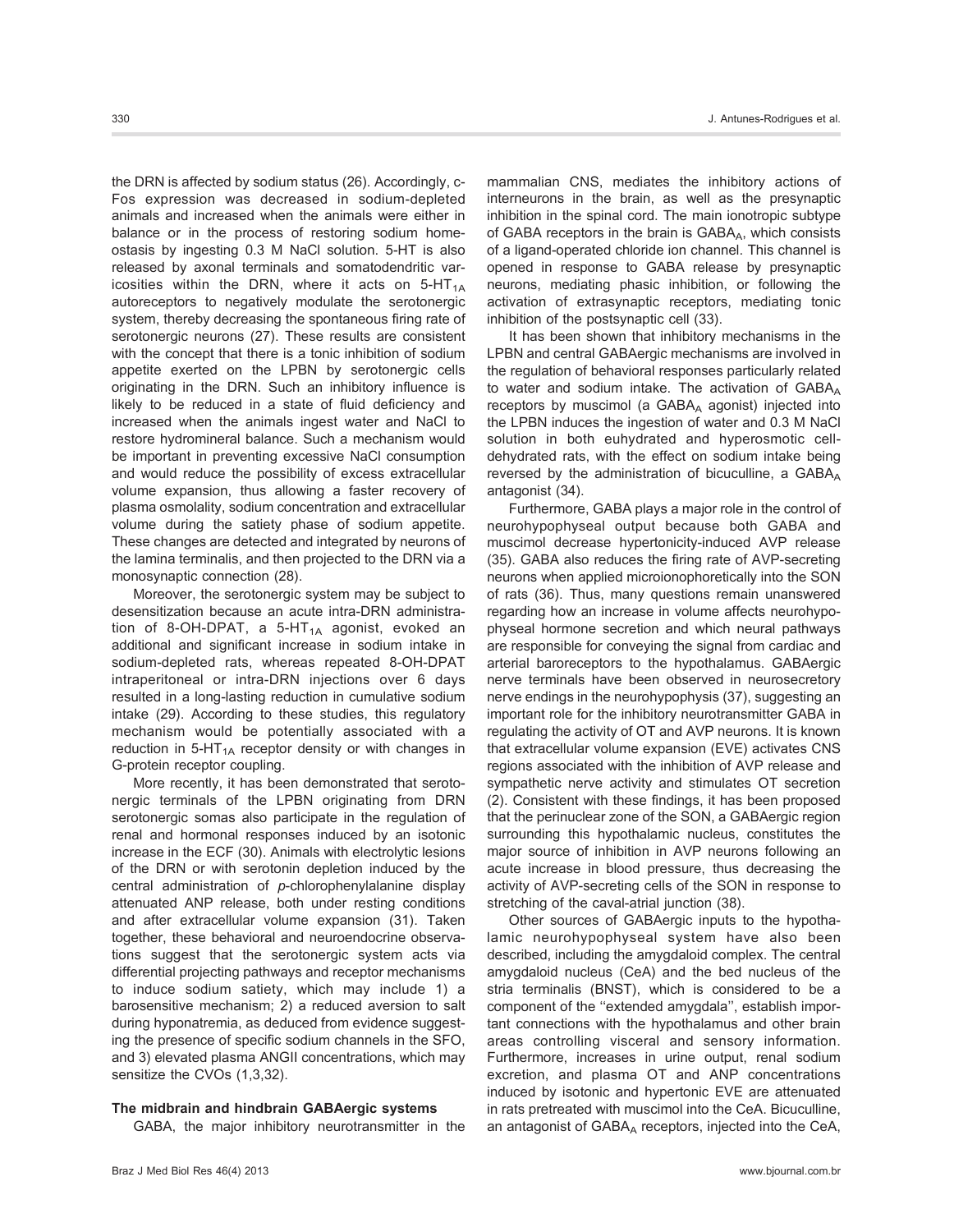the DRN is affected by sodium status (26). Accordingly, c-Fos expression was decreased in sodium-depleted animals and increased when the animals were either in balance or in the process of restoring sodium homeostasis by ingesting 0.3 M NaCl solution. 5-HT is also released by axonal terminals and somatodendritic varicosities within the DRN, where it acts on 5-$HT_{1A}$ autoreceptors to negatively modulate the serotonergic system, thereby decreasing the spontaneous firing rate of serotonergic neurons (27). These results are consistent with the concept that there is a tonic inhibition of sodium appetite exerted on the LPBN by serotonergic cells originating in the DRN. Such an inhibitory influence is likely to be reduced in a state of fluid deficiency and increased when the animals ingest water and NaCl to restore hydromineral balance. Such a mechanism would be important in preventing excessive NaCl consumption and would reduce the possibility of excess extracellular volume expansion, thus allowing a faster recovery of plasma osmolality, sodium concentration and extracellular volume during the satiety phase of sodium appetite. These changes are detected and integrated by neurons of the lamina terminalis, and then projected to the DRN via a monosynaptic connection (28).

Moreover, the serotonergic system may be subject to desensitization because an acute intra-DRN administration of 8-OH-DPAT, a 5-$HT_{1A}$ agonist, evoked an additional and significant increase in sodium intake in sodium-depleted rats, whereas repeated 8-OH-DPAT intraperitoneal or intra-DRN injections over 6 days resulted in a long-lasting reduction in cumulative sodium intake (29). According to these studies, this regulatory mechanism would be potentially associated with a reduction in 5-$HT_{1A}$ receptor density or with changes in G-protein receptor coupling.

More recently, it has been demonstrated that serotonergic terminals of the LPBN originating from DRN serotonergic somas also participate in the regulation of renal and hormonal responses induced by an isotonic increase in the ECF (30). Animals with electrolytic lesions of the DRN or with serotonin depletion induced by the central administration of *p*-chlorophenylalanine display attenuated ANP release, both under resting conditions and after extracellular volume expansion (31). Taken together, these behavioral and neuroendocrine observations suggest that the serotonergic system acts via differential projecting pathways and receptor mechanisms to induce sodium satiety, which may include 1) a barosensitive mechanism; 2) a reduced aversion to salt during hyponatremia, as deduced from evidence suggesting the presence of specific sodium channels in the SFO, and 3) elevated plasma ANGII concentrations, which may sensitize the CVOs (1,3,32).

**The midbrain and hindbrain GABAergic systems**

GABA, the major inhibitory neurotransmitter in the mammalian CNS, mediates the inhibitory actions of interneurons in the brain, as well as the presynaptic inhibition in the spinal cord. The main ionotropic subtype of GABA receptors in the brain is $GABA_A$, which consists of a ligand-operated chloride ion channel. This channel is opened in response to GABA release by presynaptic neurons, mediating phasic inhibition, or following the activation of extrasynaptic receptors, mediating tonic inhibition of the postsynaptic cell (33).

It has been shown that inhibitory mechanisms in the LPBN and central GABAergic mechanisms are involved in the regulation of behavioral responses particularly related to water and sodium intake. The activation of $GABA_A$ receptors by muscimol (a $GABA_A$ agonist) injected into the LPBN induces the ingestion of water and 0.3 M NaCl solution in both euhydrated and hyperosmotic cell-dehydrated rats, with the effect on sodium intake being reversed by the administration of bicuculline, a $GABA_A$ antagonist (34).

Furthermore, GABA plays a major role in the control of neurohypophyseal output because both GABA and muscimol decrease hypertonicity-induced AVP release (35). GABA also reduces the firing rate of AVP-secreting neurons when applied microionophoretically into the SON of rats (36). Thus, many questions remain unanswered regarding how an increase in volume affects neurohypophyseal hormone secretion and which neural pathways are responsible for conveying the signal from cardiac and arterial baroreceptors to the hypothalamus. GABAergic nerve terminals have been observed in neurosecretory nerve endings in the neurohypophysis (37), suggesting an important role for the inhibitory neurotransmitter GABA in regulating the activity of OT and AVP neurons. It is known that extracellular volume expansion (EVE) activates CNS regions associated with the inhibition of AVP release and sympathetic nerve activity and stimulates OT secretion (2). Consistent with these findings, it has been proposed that the perinuclear zone of the SON, a GABAergic region surrounding this hypothalamic nucleus, constitutes the major source of inhibition in AVP neurons following an acute increase in blood pressure, thus decreasing the activity of AVP-secreting cells of the SON in response to stretching of the caval-atrial junction (38).

Other sources of GABAergic inputs to the hypothalamic neurohypophyseal system have also been described, including the amygdaloid complex. The central amygdaloid nucleus (CeA) and the bed nucleus of the stria terminalis (BNST), which is considered to be a component of the "extended amygdala", establish important connections with the hypothalamus and other brain areas controlling visceral and sensory information. Furthermore, increases in urine output, renal sodium excretion, and plasma OT and ANP concentrations induced by isotonic and hypertonic EVE are attenuated in rats pretreated with muscimol into the CeA. Bicuculline, an antagonist of $GABA_A$ receptors, injected into the CeA,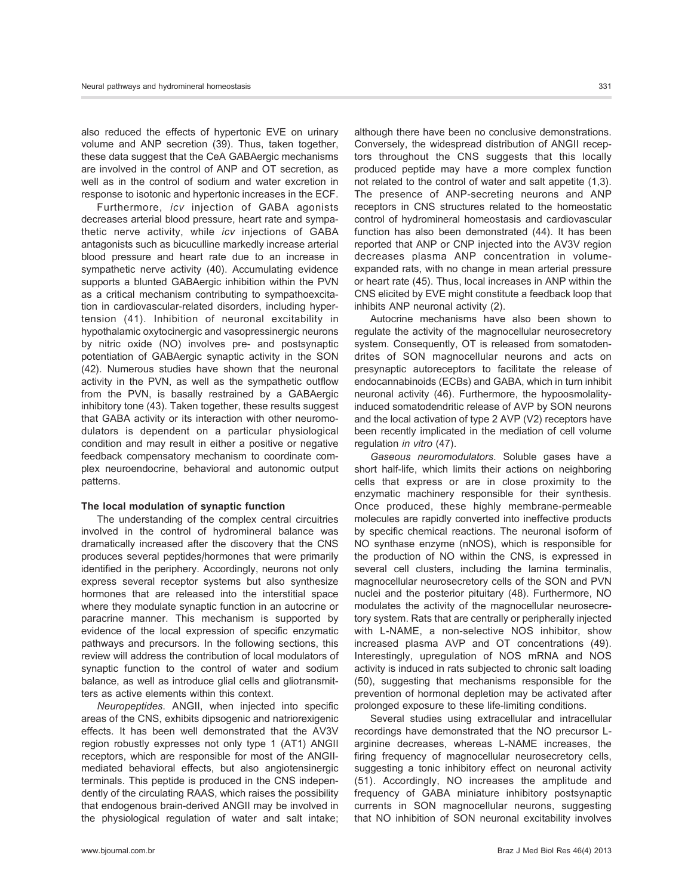also reduced the effects of hypertonic EVE on urinary volume and ANP secretion (39). Thus, taken together, these data suggest that the CeA GABAergic mechanisms are involved in the control of ANP and OT secretion, as well as in the control of sodium and water excretion in response to isotonic and hypertonic increases in the ECF.

Furthermore, *icv* injection of GABA agonists decreases arterial blood pressure, heart rate and sympathetic nerve activity, while *icv* injections of GABA antagonists such as bicuculline markedly increase arterial blood pressure and heart rate due to an increase in sympathetic nerve activity (40). Accumulating evidence supports a blunted GABAergic inhibition within the PVN as a critical mechanism contributing to sympathoexcitation in cardiovascular-related disorders, including hypertension (41). Inhibition of neuronal excitability in hypothalamic oxytocinergic and vasopressinergic neurons by nitric oxide (NO) involves pre- and postsynaptic potentiation of GABAergic synaptic activity in the SON (42). Numerous studies have shown that the neuronal activity in the PVN, as well as the sympathetic outflow from the PVN, is basally restrained by a GABAergic inhibitory tone (43). Taken together, these results suggest that GABA activity or its interaction with other neuromodulators is dependent on a particular physiological condition and may result in either a positive or negative feedback compensatory mechanism to coordinate complex neuroendocrine, behavioral and autonomic output patterns.

### The local modulation of synaptic function

The understanding of the complex central circuitries involved in the control of hydromineral balance was dramatically increased after the discovery that the CNS produces several peptides/hormones that were primarily identified in the periphery. Accordingly, neurons not only express several receptor systems but also synthesize hormones that are released into the interstitial space where they modulate synaptic function in an autocrine or paracrine manner. This mechanism is supported by evidence of the local expression of specific enzymatic pathways and precursors. In the following sections, this review will address the contribution of local modulators of synaptic function to the control of water and sodium balance, as well as introduce glial cells and gliotransmitters as active elements within this context.

*Neuropeptides*. ANGII, when injected into specific areas of the CNS, exhibits dipsogenic and natriorexigenic effects. It has been well demonstrated that the AV3V region robustly expresses not only type 1 (AT1) ANGII receptors, which are responsible for most of the ANGII-mediated behavioral effects, but also angiotensinergic terminals. This peptide is produced in the CNS independently of the circulating RAAS, which raises the possibility that endogenous brain-derived ANGII may be involved in the physiological regulation of water and salt intake; although there have been no conclusive demonstrations. Conversely, the widespread distribution of ANGII receptors throughout the CNS suggests that this locally produced peptide may have a more complex function not related to the control of water and salt appetite (1,3). The presence of ANP-secreting neurons and ANP receptors in CNS structures related to the homeostatic control of hydromineral homeostasis and cardiovascular function has also been demonstrated (44). It has been reported that ANP or CNP injected into the AV3V region decreases plasma ANP concentration in volume-expanded rats, with no change in mean arterial pressure or heart rate (45). Thus, local increases in ANP within the CNS elicited by EVE might constitute a feedback loop that inhibits ANP neuronal activity (2).

Autocrine mechanisms have also been shown to regulate the activity of the magnocellular neurosecretory system. Consequently, OT is released from somatodendrites of SON magnocellular neurons and acts on presynaptic autoreceptors to facilitate the release of endocannabinoids (ECBs) and GABA, which in turn inhibit neuronal activity (46). Furthermore, the hypoosmolality-induced somatodendritic release of AVP by SON neurons and the local activation of type 2 AVP (V2) receptors have been recently implicated in the mediation of cell volume regulation *in vitro* (47).

*Gaseous neuromodulators*. Soluble gases have a short half-life, which limits their actions on neighboring cells that express or are in close proximity to the enzymatic machinery responsible for their synthesis. Once produced, these highly membrane-permeable molecules are rapidly converted into ineffective products by specific chemical reactions. The neuronal isoform of NO synthase enzyme (nNOS), which is responsible for the production of NO within the CNS, is expressed in several cell clusters, including the lamina terminalis, magnocellular neurosecretory cells of the SON and PVN nuclei and the posterior pituitary (48). Furthermore, NO modulates the activity of the magnocellular neurosecretory system. Rats that are centrally or peripherally injected with L-NAME, a non-selective NOS inhibitor, show increased plasma AVP and OT concentrations (49). Interestingly, upregulation of NOS mRNA and NOS activity is induced in rats subjected to chronic salt loading (50), suggesting that mechanisms responsible for the prevention of hormonal depletion may be activated after prolonged exposure to these life-limiting conditions.

Several studies using extracellular and intracellular recordings have demonstrated that the NO precursor L-arginine decreases, whereas L-NAME increases, the firing frequency of magnocellular neurosecretory cells, suggesting a tonic inhibitory effect on neuronal activity (51). Accordingly, NO increases the amplitude and frequency of GABA miniature inhibitory postsynaptic currents in SON magnocellular neurons, suggesting that NO inhibition of SON neuronal excitability involves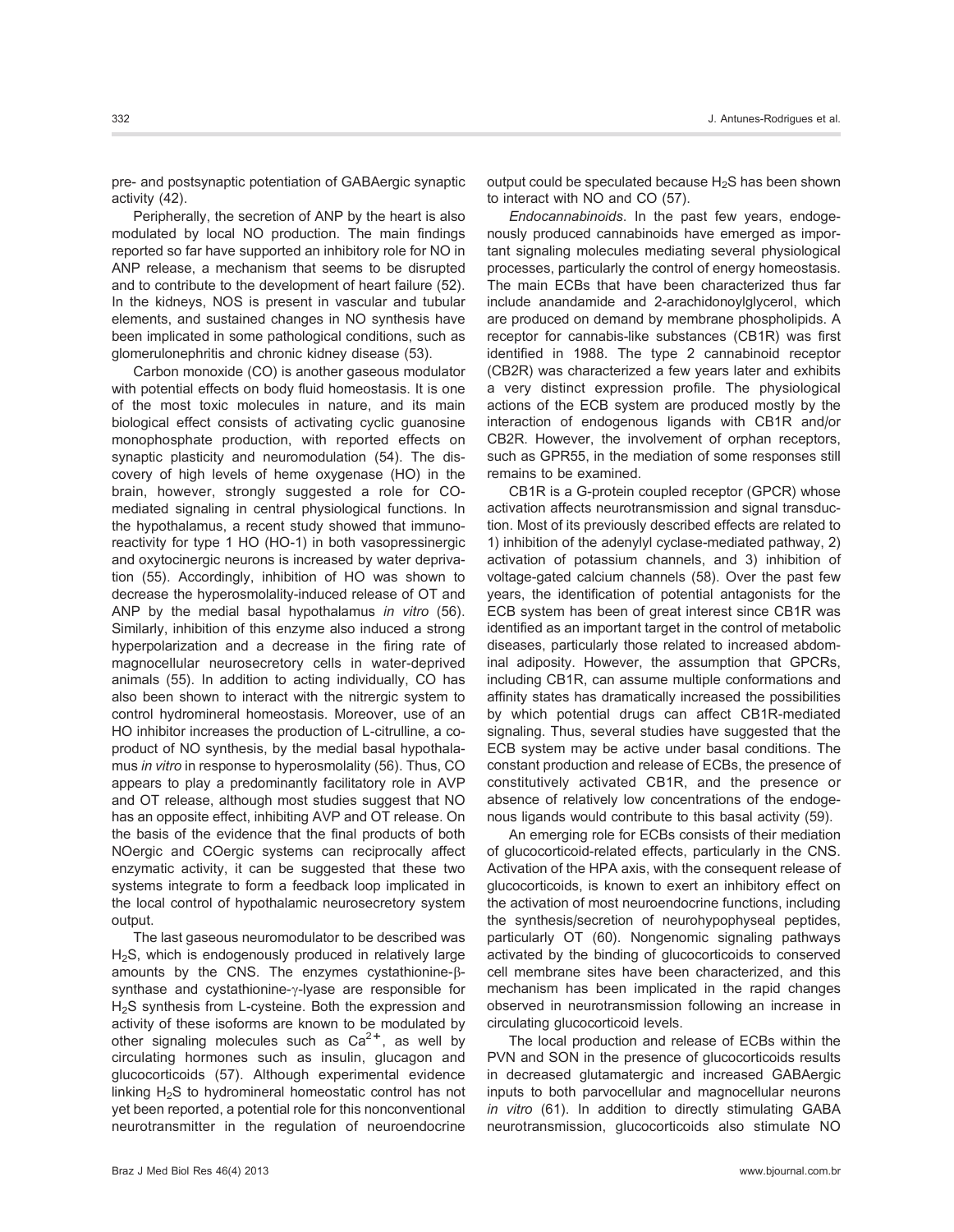pre- and postsynaptic potentiation of GABAergic synaptic activity (42).

Peripherally, the secretion of ANP by the heart is also modulated by local NO production. The main findings reported so far have supported an inhibitory role for NO in ANP release, a mechanism that seems to be disrupted and to contribute to the development of heart failure (52). In the kidneys, NOS is present in vascular and tubular elements, and sustained changes in NO synthesis have been implicated in some pathological conditions, such as glomerulonephritis and chronic kidney disease (53).

Carbon monoxide (CO) is another gaseous modulator with potential effects on body fluid homeostasis. It is one of the most toxic molecules in nature, and its main biological effect consists of activating cyclic guanosine monophosphate production, with reported effects on synaptic plasticity and neuromodulation (54). The discovery of high levels of heme oxygenase (HO) in the brain, however, strongly suggested a role for CO-mediated signaling in central physiological functions. In the hypothalamus, a recent study showed that immunoreactivity for type 1 HO (HO-1) in both vasopressinergic and oxytocinergic neurons is increased by water deprivation (55). Accordingly, inhibition of HO was shown to decrease the hyperosmolality-induced release of OT and ANP by the medial basal hypothalamus *in vitro* (56). Similarly, inhibition of this enzyme also induced a strong hyperpolarization and a decrease in the firing rate of magnocellular neurosecretory cells in water-deprived animals (55). In addition to acting individually, CO has also been shown to interact with the nitrergic system to control hydromineral homeostasis. Moreover, use of an HO inhibitor increases the production of L-citrulline, a co-product of NO synthesis, by the medial basal hypothalamus *in vitro* in response to hyperosmolality (56). Thus, CO appears to play a predominantly facilitatory role in AVP and OT release, although most studies suggest that NO has an opposite effect, inhibiting AVP and OT release. On the basis of the evidence that the final products of both NOergic and COergic systems can reciprocally affect enzymatic activity, it can be suggested that these two systems integrate to form a feedback loop implicated in the local control of hypothalamic neurosecretory system output.

The last gaseous neuromodulator to be described was $H_2S$, which is endogenously produced in relatively large amounts by the CNS. The enzymes cystathionine-β-synthase and cystathionine-γ-lyase are responsible for $H_2S$ synthesis from L-cysteine. Both the expression and activity of these isoforms are known to be modulated by other signaling molecules such as $Ca^{2+}$, as well by circulating hormones such as insulin, glucagon and glucocorticoids (57). Although experimental evidence linking $H_2S$ to hydromineral homeostatic control has not yet been reported, a potential role for this nonconventional neurotransmitter in the regulation of neuroendocrine output could be speculated because $H_2S$ has been shown to interact with NO and CO (57).

*Endocannabinoids*. In the past few years, endogenously produced cannabinoids have emerged as important signaling molecules mediating several physiological processes, particularly the control of energy homeostasis. The main ECBs that have been characterized thus far include anandamide and 2-arachidonoylglycerol, which are produced on demand by membrane phospholipids. A receptor for cannabis-like substances (CB1R) was first identified in 1988. The type 2 cannabinoid receptor (CB2R) was characterized a few years later and exhibits a very distinct expression profile. The physiological actions of the ECB system are produced mostly by the interaction of endogenous ligands with CB1R and/or CB2R. However, the involvement of orphan receptors, such as GPR55, in the mediation of some responses still remains to be examined.

CB1R is a G-protein coupled receptor (GPCR) whose activation affects neurotransmission and signal transduction. Most of its previously described effects are related to 1) inhibition of the adenylyl cyclase-mediated pathway, 2) activation of potassium channels, and 3) inhibition of voltage-gated calcium channels (58). Over the past few years, the identification of potential antagonists for the ECB system has been of great interest since CB1R was identified as an important target in the control of metabolic diseases, particularly those related to increased abdominal adiposity. However, the assumption that GPCRs, including CB1R, can assume multiple conformations and affinity states has dramatically increased the possibilities by which potential drugs can affect CB1R-mediated signaling. Thus, several studies have suggested that the ECB system may be active under basal conditions. The constant production and release of ECBs, the presence of constitutively activated CB1R, and the presence or absence of relatively low concentrations of the endogenous ligands would contribute to this basal activity (59).

An emerging role for ECBs consists of their mediation of glucocorticoid-related effects, particularly in the CNS. Activation of the HPA axis, with the consequent release of glucocorticoids, is known to exert an inhibitory effect on the activation of most neuroendocrine functions, including the synthesis/secretion of neurohypophyseal peptides, particularly OT (60). Nongenomic signaling pathways activated by the binding of glucocorticoids to conserved cell membrane sites have been characterized, and this mechanism has been implicated in the rapid changes observed in neurotransmission following an increase in circulating glucocorticoid levels.

The local production and release of ECBs within the PVN and SON in the presence of glucocorticoids results in decreased glutamatergic and increased GABAergic inputs to both parvocellular and magnocellular neurons *in vitro* (61). In addition to directly stimulating GABA neurotransmission, glucocorticoids also stimulate NO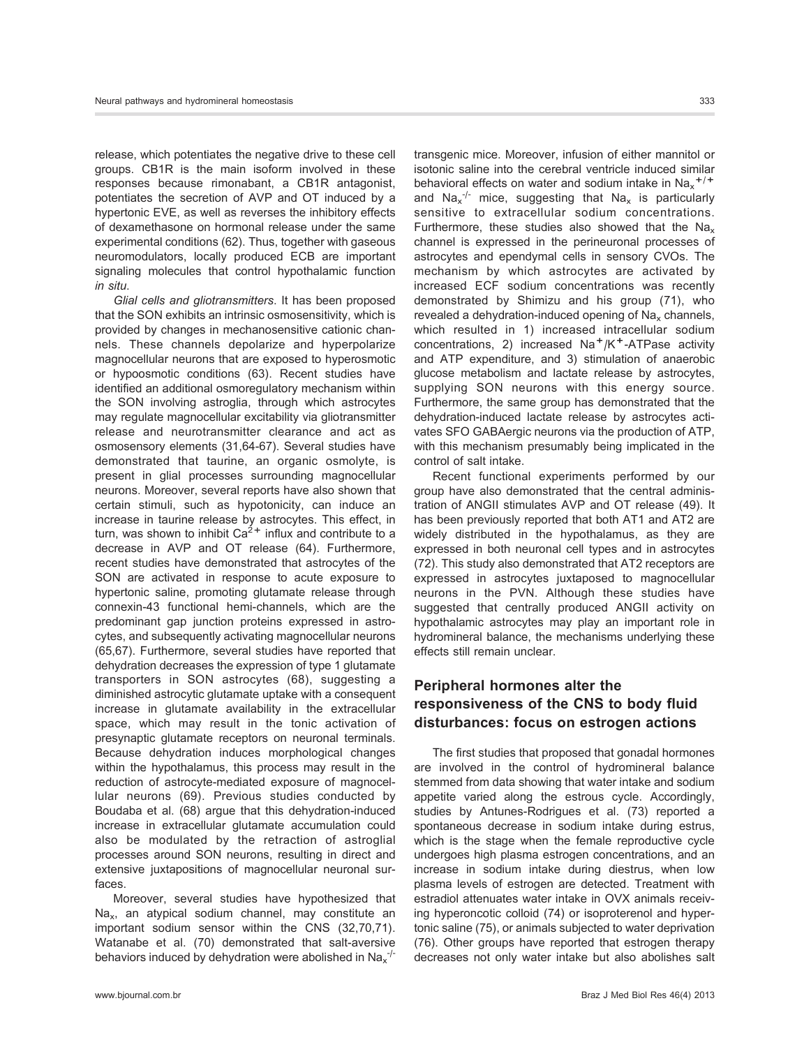release, which potentiates the negative drive to these cell groups. CB1R is the main isoform involved in these responses because rimonabant, a CB1R antagonist, potentiates the secretion of AVP and OT induced by a hypertonic EVE, as well as reverses the inhibitory effects of dexamethasone on hormonal release under the same experimental conditions (62). Thus, together with gaseous neuromodulators, locally produced ECB are important signaling molecules that control hypothalamic function *in situ*.

*Glial cells and gliotransmitters*. It has been proposed that the SON exhibits an intrinsic osmosensitivity, which is provided by changes in mechanosensitive cationic channels. These channels depolarize and hyperpolarize magnocellular neurons that are exposed to hyperosmotic or hypoosmotic conditions (63). Recent studies have identified an additional osmoregulatory mechanism within the SON involving astroglia, through which astrocytes may regulate magnocellular excitability via gliotransmitter release and neurotransmitter clearance and act as osmosensory elements (31,64-67). Several studies have demonstrated that taurine, an organic osmolyte, is present in glial processes surrounding magnocellular neurons. Moreover, several reports have also shown that certain stimuli, such as hypotonicity, can induce an increase in taurine release by astrocytes. This effect, in turn, was shown to inhibit $Ca^{2+}$ influx and contribute to a decrease in AVP and OT release (64). Furthermore, recent studies have demonstrated that astrocytes of the SON are activated in response to acute exposure to hypertonic saline, promoting glutamate release through connexin-43 functional hemi-channels, which are the predominant gap junction proteins expressed in astrocytes, and subsequently activating magnocellular neurons (65,67). Furthermore, several studies have reported that dehydration decreases the expression of type 1 glutamate transporters in SON astrocytes (68), suggesting a diminished astrocytic glutamate uptake with a consequent increase in glutamate availability in the extracellular space, which may result in the tonic activation of presynaptic glutamate receptors on neuronal terminals. Because dehydration induces morphological changes within the hypothalamus, this process may result in the reduction of astrocyte-mediated exposure of magnocellular neurons (69). Previous studies conducted by Boudaba et al. (68) argue that this dehydration-induced increase in extracellular glutamate accumulation could also be modulated by the retraction of astroglial processes around SON neurons, resulting in direct and extensive juxtapositions of magnocellular neuronal surfaces.

Moreover, several studies have hypothesized that $Na_x$, an atypical sodium channel, may constitute an important sodium sensor within the CNS (32,70,71). Watanabe et al. (70) demonstrated that salt-aversive behaviors induced by dehydration were abolished in $Na_x^{-/-}$ transgenic mice. Moreover, infusion of either mannitol or isotonic saline into the cerebral ventricle induced similar behavioral effects on water and sodium intake in $Na_x^{+/+}$ and $Na_x^{-/-}$ mice, suggesting that $Na_x$ is particularly sensitive to extracellular sodium concentrations. Furthermore, these studies also showed that the $Na_x$ channel is expressed in the perineuronal processes of astrocytes and ependymal cells in sensory CVOs. The mechanism by which astrocytes are activated by increased ECF sodium concentrations was recently demonstrated by Shimizu and his group (71), who revealed a dehydration-induced opening of $Na_x$ channels, which resulted in 1) increased intracellular sodium concentrations, 2) increased $Na^+/K^+$-ATPase activity and ATP expenditure, and 3) stimulation of anaerobic glucose metabolism and lactate release by astrocytes, supplying SON neurons with this energy source. Furthermore, the same group has demonstrated that the dehydration-induced lactate release by astrocytes activates SFO GABAergic neurons via the production of ATP, with this mechanism presumably being implicated in the control of salt intake.

Recent functional experiments performed by our group have also demonstrated that the central administration of ANGII stimulates AVP and OT release (49). It has been previously reported that both AT1 and AT2 are widely distributed in the hypothalamus, as they are expressed in both neuronal cell types and in astrocytes (72). This study also demonstrated that AT2 receptors are expressed in astrocytes juxtaposed to magnocellular neurons in the PVN. Although these studies have suggested that centrally produced ANGII activity on hypothalamic astrocytes may play an important role in hydromineral balance, the mechanisms underlying these effects still remain unclear.

## Peripheral hormones alter the responsiveness of the CNS to body fluid disturbances: focus on estrogen actions

The first studies that proposed that gonadal hormones are involved in the control of hydromineral balance stemmed from data showing that water intake and sodium appetite varied along the estrous cycle. Accordingly, studies by Antunes-Rodrigues et al. (73) reported a spontaneous decrease in sodium intake during estrus, which is the stage when the female reproductive cycle undergoes high plasma estrogen concentrations, and an increase in sodium intake during diestrus, when low plasma levels of estrogen are detected. Treatment with estradiol attenuates water intake in OVX animals receiving hyperoncotic colloid (74) or isoproterenol and hypertonic saline (75), or animals subjected to water deprivation (76). Other groups have reported that estrogen therapy decreases not only water intake but also abolishes salt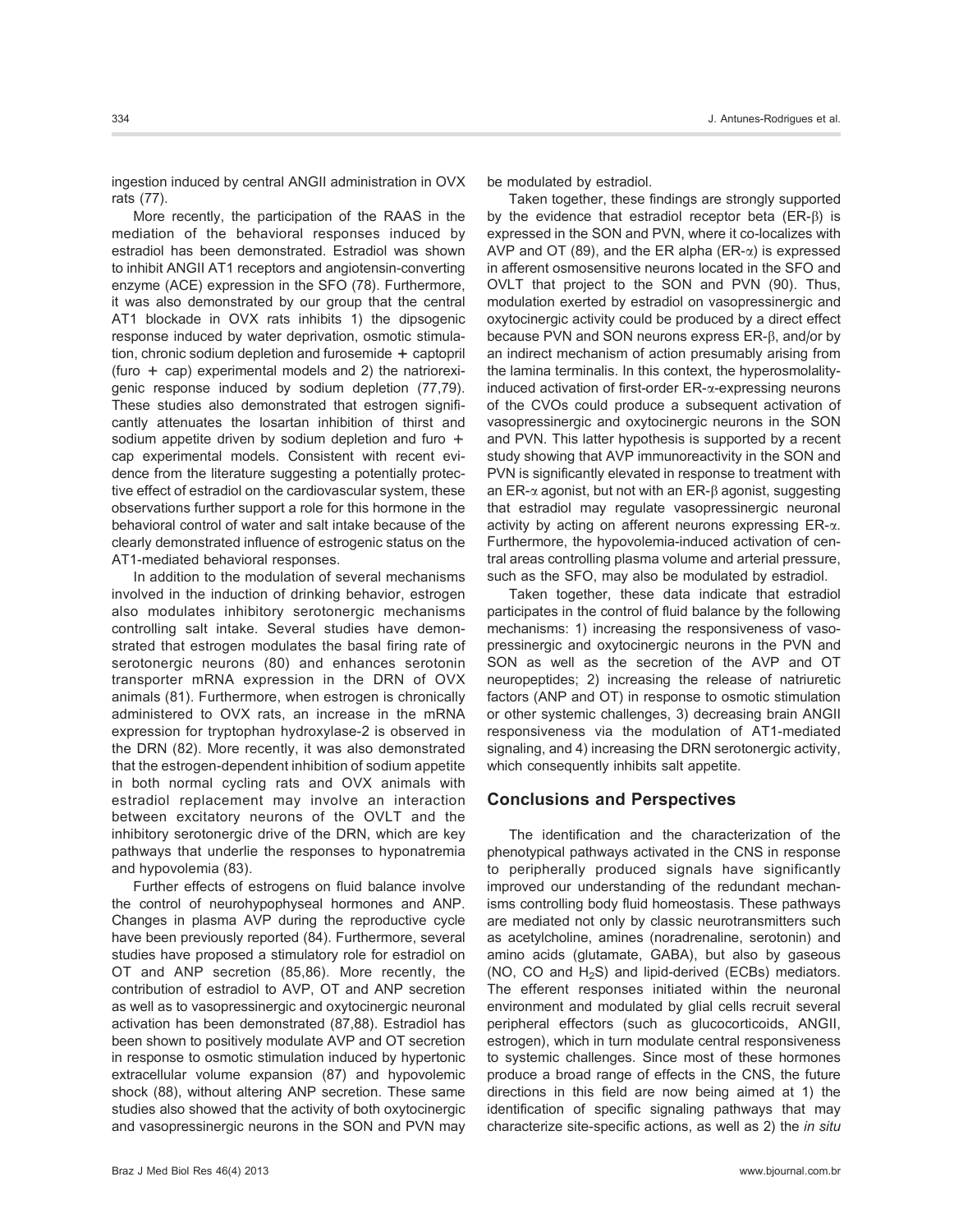ingestion induced by central ANGII administration in OVX rats (77).

More recently, the participation of the RAAS in the mediation of the behavioral responses induced by estradiol has been demonstrated. Estradiol was shown to inhibit ANGII AT1 receptors and angiotensin-converting enzyme (ACE) expression in the SFO (78). Furthermore, it was also demonstrated by our group that the central AT1 blockade in OVX rats inhibits 1) the dipsogenic response induced by water deprivation, osmotic stimulation, chronic sodium depletion and furosemide + captopril (furo + cap) experimental models and 2) the natriorexigenic response induced by sodium depletion (77,79). These studies also demonstrated that estrogen significantly attenuates the losartan inhibition of thirst and sodium appetite driven by sodium depletion and furo + cap experimental models. Consistent with recent evidence from the literature suggesting a potentially protective effect of estradiol on the cardiovascular system, these observations further support a role for this hormone in the behavioral control of water and salt intake because of the clearly demonstrated influence of estrogenic status on the AT1-mediated behavioral responses.

In addition to the modulation of several mechanisms involved in the induction of drinking behavior, estrogen also modulates inhibitory serotonergic mechanisms controlling salt intake. Several studies have demonstrated that estrogen modulates the basal firing rate of serotonergic neurons (80) and enhances serotonin transporter mRNA expression in the DRN of OVX animals (81). Furthermore, when estrogen is chronically administered to OVX rats, an increase in the mRNA expression for tryptophan hydroxylase-2 is observed in the DRN (82). More recently, it was also demonstrated that the estrogen-dependent inhibition of sodium appetite in both normal cycling rats and OVX animals with estradiol replacement may involve an interaction between excitatory neurons of the OVLT and the inhibitory serotonergic drive of the DRN, which are key pathways that underlie the responses to hyponatremia and hypovolemia (83).

Further effects of estrogens on fluid balance involve the control of neurohypophyseal hormones and ANP. Changes in plasma AVP during the reproductive cycle have been previously reported (84). Furthermore, several studies have proposed a stimulatory role for estradiol on OT and ANP secretion (85,86). More recently, the contribution of estradiol to AVP, OT and ANP secretion as well as to vasopressinergic and oxytocinergic neuronal activation has been demonstrated (87,88). Estradiol has been shown to positively modulate AVP and OT secretion in response to osmotic stimulation induced by hypertonic extracellular volume expansion (87) and hypovolemic shock (88), without altering ANP secretion. These same studies also showed that the activity of both oxytocinergic and vasopressinergic neurons in the SON and PVN may be modulated by estradiol.

Taken together, these findings are strongly supported by the evidence that estradiol receptor beta (ER-β) is expressed in the SON and PVN, where it co-localizes with AVP and OT (89), and the ER alpha (ER-α) is expressed in afferent osmosensitive neurons located in the SFO and OVLT that project to the SON and PVN (90). Thus, modulation exerted by estradiol on vasopressinergic and oxytocinergic activity could be produced by a direct effect because PVN and SON neurons express ER-β, and/or by an indirect mechanism of action presumably arising from the lamina terminalis. In this context, the hyperosmolality-induced activation of first-order ER-α-expressing neurons of the CVOs could produce a subsequent activation of vasopressinergic and oxytocinergic neurons in the SON and PVN. This latter hypothesis is supported by a recent study showing that AVP immunoreactivity in the SON and PVN is significantly elevated in response to treatment with an ER-α agonist, but not with an ER-β agonist, suggesting that estradiol may regulate vasopressinergic neuronal activity by acting on afferent neurons expressing ER-α. Furthermore, the hypovolemia-induced activation of central areas controlling plasma volume and arterial pressure, such as the SFO, may also be modulated by estradiol.

Taken together, these data indicate that estradiol participates in the control of fluid balance by the following mechanisms: 1) increasing the responsiveness of vasopressinergic and oxytocinergic neurons in the PVN and SON as well as the secretion of the AVP and OT neuropeptides; 2) increasing the release of natriuretic factors (ANP and OT) in response to osmotic stimulation or other systemic challenges, 3) decreasing brain ANGII responsiveness via the modulation of AT1-mediated signaling, and 4) increasing the DRN serotonergic activity, which consequently inhibits salt appetite.

## Conclusions and Perspectives

The identification and the characterization of the phenotypical pathways activated in the CNS in response to peripherally produced signals have significantly improved our understanding of the redundant mechanisms controlling body fluid homeostasis. These pathways are mediated not only by classic neurotransmitters such as acetylcholine, amines (noradrenaline, serotonin) and amino acids (glutamate, GABA), but also by gaseous (NO, CO and $H_2S$) and lipid-derived (ECBs) mediators. The efferent responses initiated within the neuronal environment and modulated by glial cells recruit several peripheral effectors (such as glucocorticoids, ANGII, estrogen), which in turn modulate central responsiveness to systemic challenges. Since most of these hormones produce a broad range of effects in the CNS, the future directions in this field are now being aimed at 1) the identification of specific signaling pathways that may characterize site-specific actions, as well as 2) the *in situ*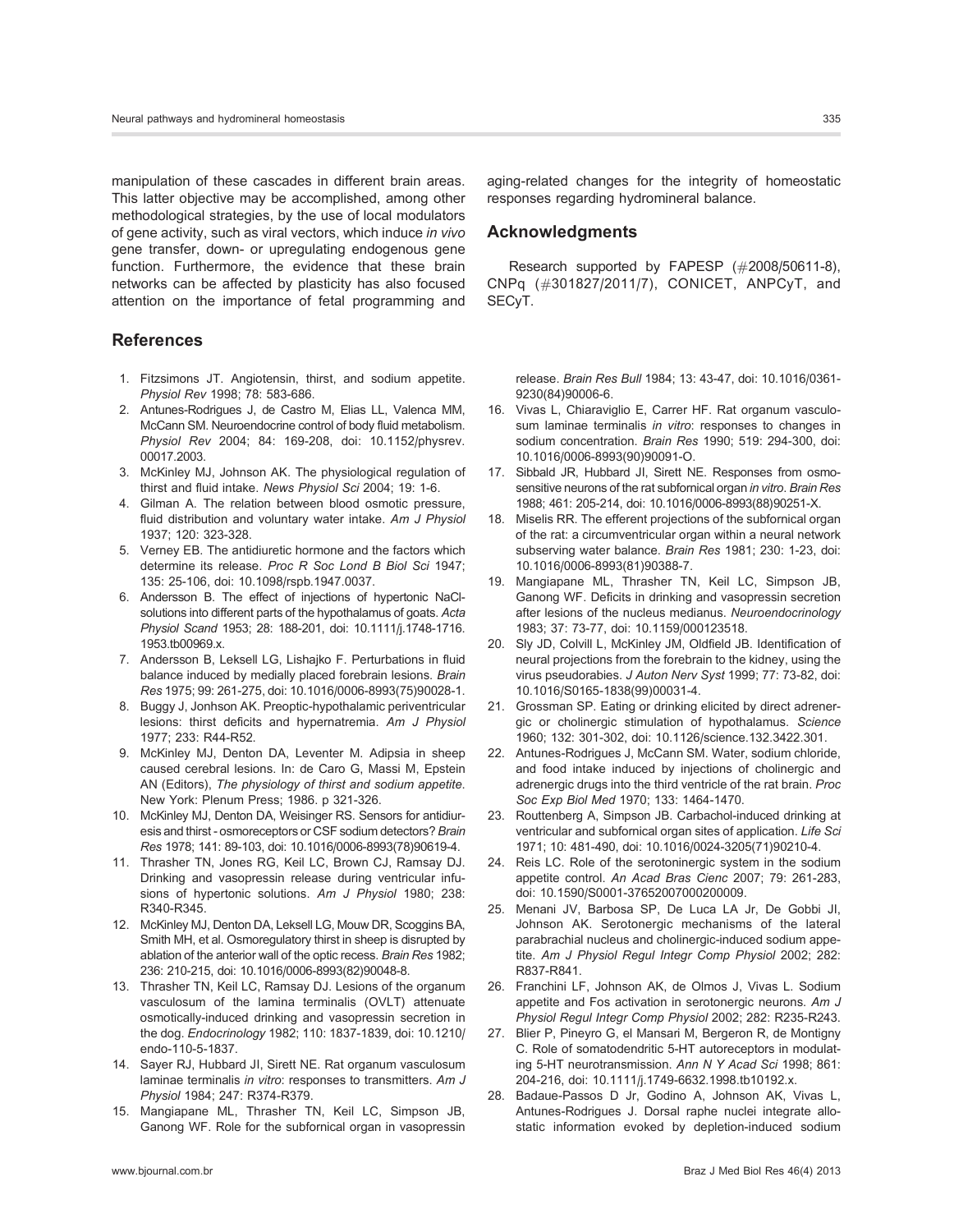manipulation of these cascades in different brain areas. This latter objective may be accomplished, among other methodological strategies, by the use of local modulators of gene activity, such as viral vectors, which induce *in vivo* gene transfer, down- or upregulating endogenous gene function. Furthermore, the evidence that these brain networks can be affected by plasticity has also focused attention on the importance of fetal programming and aging-related changes for the integrity of homeostatic responses regarding hydromineral balance.

## Acknowledgments

Research supported by FAPESP (#2008/50611-8), CNPq (#301827/2011/7), CONICET, ANPCyT, and SECyT.

## References

1. Fitzsimons JT. Angiotensin, thirst, and sodium appetite. *Physiol Rev* 1998; 78: 583-686.
2. Antunes-Rodrigues J, de Castro M, Elias LL, Valenca MM, McCann SM. Neuroendocrine control of body fluid metabolism. *Physiol Rev* 2004; 84: 169-208, doi: 10.1152/physrev.00017.2003.
3. McKinley MJ, Johnson AK. The physiological regulation of thirst and fluid intake. *News Physiol Sci* 2004; 19: 1-6.
4. Gilman A. The relation between blood osmotic pressure, fluid distribution and voluntary water intake. *Am J Physiol* 1937; 120: 323-328.
5. Verney EB. The antidiuretic hormone and the factors which determine its release. *Proc R Soc Lond B Biol Sci* 1947; 135: 25-106, doi: 10.1098/rspb.1947.0037.
6. Andersson B. The effect of injections of hypertonic NaCl-solutions into different parts of the hypothalamus of goats. *Acta Physiol Scand* 1953; 28: 188-201, doi: 10.1111/j.1748-1716.1953.tb00969.x.
7. Andersson B, Leksell LG, Lishajko F. Perturbations in fluid balance induced by medially placed forebrain lesions. *Brain Res* 1975; 99: 261-275, doi: 10.1016/0006-8993(75)90028-1.
8. Buggy J, Jonhson AK. Preoptic-hypothalamic periventricular lesions: thirst deficits and hypernatremia. *Am J Physiol* 1977; 233: R44-R52.
9. McKinley MJ, Denton DA, Leventer M. Adipsia in sheep caused cerebral lesions. In: de Caro G, Massi M, Epstein AN (Editors), *The physiology of thirst and sodium appetite*. New York: Plenum Press; 1986. p 321-326.
10. McKinley MJ, Denton DA, Weisinger RS. Sensors for antidiuresis and thirst - osmoreceptors or CSF sodium detectors? *Brain Res* 1978; 141: 89-103, doi: 10.1016/0006-8993(78)90619-4.
11. Thrasher TN, Jones RG, Keil LC, Brown CJ, Ramsay DJ. Drinking and vasopressin release during ventricular infusions of hypertonic solutions. *Am J Physiol* 1980; 238: R340-R345.
12. McKinley MJ, Denton DA, Leksell LG, Mouw DR, Scoggins BA, Smith MH, et al. Osmoregulatory thirst in sheep is disrupted by ablation of the anterior wall of the optic recess. *Brain Res* 1982; 236: 210-215, doi: 10.1016/0006-8993(82)90048-8.
13. Thrasher TN, Keil LC, Ramsay DJ. Lesions of the organum vasculosum of the lamina terminalis (OVLT) attenuate osmotically-induced drinking and vasopressin secretion in the dog. *Endocrinology* 1982; 110: 1837-1839, doi: 10.1210/endo-110-5-1837.
14. Sayer RJ, Hubbard JI, Sirett NE. Rat organum vasculosum laminae terminalis *in vitro*: responses to transmitters. *Am J Physiol* 1984; 247: R374-R379.
15. Mangiapane ML, Thrasher TN, Keil LC, Simpson JB, Ganong WF. Role for the subfornical organ in vasopressin release. *Brain Res Bull* 1984; 13: 43-47, doi: 10.1016/0361-9230(84)90006-6.
16. Vivas L, Chiaraviglio E, Carrer HF. Rat organum vasculosum laminae terminalis *in vitro*: responses to changes in sodium concentration. *Brain Res* 1990; 519: 294-300, doi: 10.1016/0006-8993(90)90091-O.
17. Sibbald JR, Hubbard JI, Sirett NE. Responses from osmosensitive neurons of the rat subfornical organ *in vitro*. *Brain Res* 1988; 461: 205-214, doi: 10.1016/0006-8993(88)90251-X.
18. Miselis RR. The efferent projections of the subfornical organ of the rat: a circumventricular organ within a neural network subserving water balance. *Brain Res* 1981; 230: 1-23, doi: 10.1016/0006-8993(81)90388-7.
19. Mangiapane ML, Thrasher TN, Keil LC, Simpson JB, Ganong WF. Deficits in drinking and vasopressin secretion after lesions of the nucleus medianus. *Neuroendocrinology* 1983; 37: 73-77, doi: 10.1159/000123518.
20. Sly JD, Colvill L, McKinley JM, Oldfield JB. Identification of neural projections from the forebrain to the kidney, using the virus pseudorabies. *J Auton Nerv Syst* 1999; 77: 73-82, doi: 10.1016/S0165-1838(99)00031-4.
21. Grossman SP. Eating or drinking elicited by direct adrenergic or cholinergic stimulation of hypothalamus. *Science* 1960; 132: 301-302, doi: 10.1126/science.132.3422.301.
22. Antunes-Rodrigues J, McCann SM. Water, sodium chloride, and food intake induced by injections of cholinergic and adrenergic drugs into the third ventricle of the rat brain. *Proc Soc Exp Biol Med* 1970; 133: 1464-1470.
23. Routtenberg A, Simpson JB. Carbachol-induced drinking at ventricular and subfornical organ sites of application. *Life Sci* 1971; 10: 481-490, doi: 10.1016/0024-3205(71)90210-4.
24. Reis LC. Role of the serotoninergic system in the sodium appetite control. *An Acad Bras Cienc* 2007; 79: 261-283, doi: 10.1590/S0001-37652007000200009.
25. Menani JV, Barbosa SP, De Luca LA Jr, De Gobbi JI, Johnson AK. Serotonergic mechanisms of the lateral parabrachial nucleus and cholinergic-induced sodium appetite. *Am J Physiol Regul Integr Comp Physiol* 2002; 282: R837-R841.
26. Franchini LF, Johnson AK, de Olmos J, Vivas L. Sodium appetite and Fos activation in serotonergic neurons. *Am J Physiol Regul Integr Comp Physiol* 2002; 282: R235-R243.
27. Blier P, Pineyro G, el Mansari M, Bergeron R, de Montigny C. Role of somatodendritic 5-HT autoreceptors in modulating 5-HT neurotransmission. *Ann N Y Acad Sci* 1998; 861: 204-216, doi: 10.1111/j.1749-6632.1998.tb10192.x.
28. Badaue-Passos D Jr, Godino A, Johnson AK, Vivas L, Antunes-Rodrigues J. Dorsal raphe nuclei integrate allostatic information evoked by depletion-induced sodium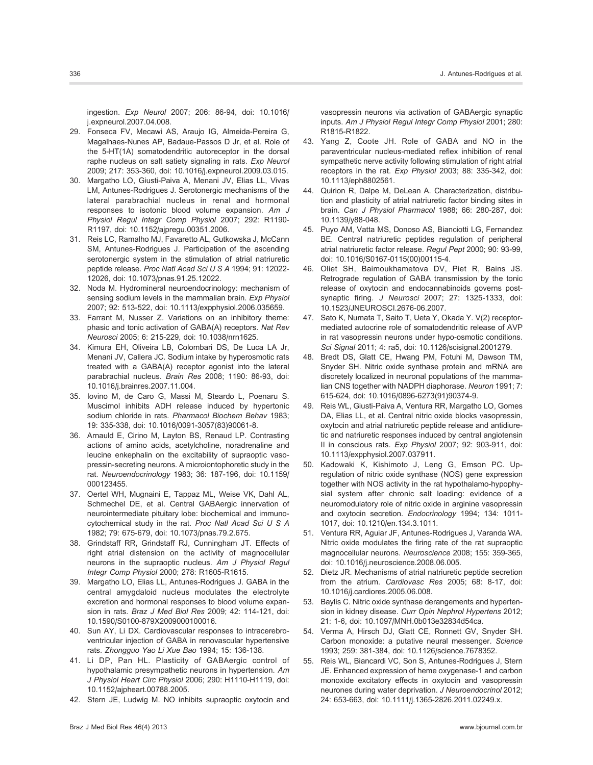ingestion. *Exp Neurol* 2007; 206: 86-94, doi: 10.1016/j.expneurol.2007.04.008.

29. Fonseca FV, Mecawi AS, Araujo IG, Almeida-Pereira G, Magalhaes-Nunes AP, Badaue-Passos D Jr, et al. Role of the 5-HT(1A) somatodendritic autoreceptor in the dorsal raphe nucleus on salt satiety signaling in rats. *Exp Neurol* 2009; 217: 353-360, doi: 10.1016/j.expneurol.2009.03.015.
30. Margatho LO, Giusti-Paiva A, Menani JV, Elias LL, Vivas LM, Antunes-Rodrigues J. Serotonergic mechanisms of the lateral parabrachial nucleus in renal and hormonal responses to isotonic blood volume expansion. *Am J Physiol Regul Integr Comp Physiol* 2007; 292: R1190-R1197, doi: 10.1152/ajpregu.00351.2006.
31. Reis LC, Ramalho MJ, Favaretto AL, Gutkowska J, McCann SM, Antunes-Rodrigues J. Participation of the ascending serotonergic system in the stimulation of atrial natriuretic peptide release. *Proc Natl Acad Sci U S A* 1994; 91: 12022-12026, doi: 10.1073/pnas.91.25.12022.
32. Noda M. Hydromineral neuroendocrinology: mechanism of sensing sodium levels in the mammalian brain. *Exp Physiol* 2007; 92: 513-522, doi: 10.1113/expphysiol.2006.035659.
33. Farrant M, Nusser Z. Variations on an inhibitory theme: phasic and tonic activation of GABA(A) receptors. *Nat Rev Neurosci* 2005; 6: 215-229, doi: 10.1038/nrn1625.
34. Kimura EH, Oliveira LB, Colombari DS, De Luca LA Jr, Menani JV, Callera JC. Sodium intake by hyperosmotic rats treated with a GABA(A) receptor agonist into the lateral parabrachial nucleus. *Brain Res* 2008; 1190: 86-93, doi: 10.1016/j.brainres.2007.11.004.
35. Iovino M, de Caro G, Massi M, Steardo L, Poenaru S. Muscimol inhibits ADH release induced by hypertonic sodium chloride in rats. *Pharmacol Biochem Behav* 1983; 19: 335-338, doi: 10.1016/0091-3057(83)90061-8.
36. Arnauld E, Cirino M, Layton BS, Renaud LP. Contrasting actions of amino acids, acetylcholine, noradrenaline and leucine enkephalin on the excitability of supraoptic vasopressin-secreting neurons. A microiontophoretic study in the rat. *Neuroendocrinology* 1983; 36: 187-196, doi: 10.1159/000123455.
37. Oertel WH, Mugnaini E, Tappaz ML, Weise VK, Dahl AL, Schmechel DE, et al. Central GABAergic innervation of neurointermediate pituitary lobe: biochemical and immunocytochemical study in the rat. *Proc Natl Acad Sci U S A* 1982; 79: 675-679, doi: 10.1073/pnas.79.2.675.
38. Grindstaff RR, Grindstaff RJ, Cunningham JT. Effects of right atrial distension on the activity of magnocellular neurons in the supraoptic nucleus. *Am J Physiol Regul Integr Comp Physiol* 2000; 278: R1605-R1615.
39. Margatho LO, Elias LL, Antunes-Rodrigues J. GABA in the central amygdaloid nucleus modulates the electrolyte excretion and hormonal responses to blood volume expansion in rats. *Braz J Med Biol Res* 2009; 42: 114-121, doi: 10.1590/S0100-879X2009000100016.
40. Sun AY, Li DX. Cardiovascular responses to intracerebroventricular injection of GABA in renovascular hypertensive rats. *Zhongguo Yao Li Xue Bao* 1994; 15: 136-138.
41. Li DP, Pan HL. Plasticity of GABAergic control of hypothalamic presympathetic neurons in hypertension. *Am J Physiol Heart Circ Physiol* 2006; 290: H1110-H1119, doi: 10.1152/ajpheart.00788.2005.
42. Stern JE, Ludwig M. NO inhibits supraoptic oxytocin and vasopressin neurons via activation of GABAergic synaptic inputs. *Am J Physiol Regul Integr Comp Physiol* 2001; 280: R1815-R1822.
43. Yang Z, Coote JH. Role of GABA and NO in the paraventricular nucleus-mediated reflex inhibition of renal sympathetic nerve activity following stimulation of right atrial receptors in the rat. *Exp Physiol* 2003; 88: 335-342, doi: 10.1113/eph8802561.
44. Quirion R, Dalpe M, DeLean A. Characterization, distribution and plasticity of atrial natriuretic factor binding sites in brain. *Can J Physiol Pharmacol* 1988; 66: 280-287, doi: 10.1139/y88-048.
45. Puyo AM, Vatta MS, Donoso AS, Bianciotti LG, Fernandez BE. Central natriuretic peptides regulation of peripheral atrial natriuretic factor release. *Regul Pept* 2000; 90: 93-99, doi: 10.1016/S0167-0115(00)00115-4.
46. Oliet SH, Baimoukhametova DV, Piet R, Bains JS. Retrograde regulation of GABA transmission by the tonic release of oxytocin and endocannabinoids governs postsynaptic firing. *J Neurosci* 2007; 27: 1325-1333, doi: 10.1523/JNEUROSCI.2676-06.2007.
47. Sato K, Numata T, Saito T, Ueta Y, Okada Y. V(2) receptor-mediated autocrine role of somatodendritic release of AVP in rat vasopressin neurons under hypo-osmotic conditions. *Sci Signal* 2011; 4: ra5, doi: 10.1126/scisignal.2001279.
48. Bredt DS, Glatt CE, Hwang PM, Fotuhi M, Dawson TM, Snyder SH. Nitric oxide synthase protein and mRNA are discretely localized in neuronal populations of the mammalian CNS together with NADPH diaphorase. *Neuron* 1991; 7: 615-624, doi: 10.1016/0896-6273(91)90374-9.
49. Reis WL, Giusti-Paiva A, Ventura RR, Margatho LO, Gomes DA, Elias LL, et al. Central nitric oxide blocks vasopressin, oxytocin and atrial natriuretic peptide release and antidiuretic and natriuretic responses induced by central angiotensin II in conscious rats. *Exp Physiol* 2007; 92: 903-911, doi: 10.1113/expphysiol.2007.037911.
50. Kadowaki K, Kishimoto J, Leng G, Emson PC. Up-regulation of nitric oxide synthase (NOS) gene expression together with NOS activity in the rat hypothalamo-hypophysial system after chronic salt loading: evidence of a neuromodulatory role of nitric oxide in arginine vasopressin and oxytocin secretion. *Endocrinology* 1994; 134: 1011-1017, doi: 10.1210/en.134.3.1011.
51. Ventura RR, Aguiar JF, Antunes-Rodrigues J, Varanda WA. Nitric oxide modulates the firing rate of the rat supraoptic magnocellular neurons. *Neuroscience* 2008; 155: 359-365, doi: 10.1016/j.neuroscience.2008.06.005.
52. Dietz JR. Mechanisms of atrial natriuretic peptide secretion from the atrium. *Cardiovasc Res* 2005; 68: 8-17, doi: 10.1016/j.cardiores.2005.06.008.
53. Baylis C. Nitric oxide synthase derangements and hypertension in kidney disease. *Curr Opin Nephrol Hypertens* 2012; 21: 1-6, doi: 10.1097/MNH.0b013e32834d54ca.
54. Verma A, Hirsch DJ, Glatt CE, Ronnett GV, Snyder SH. Carbon monoxide: a putative neural messenger. *Science* 1993; 259: 381-384, doi: 10.1126/science.7678352.
55. Reis WL, Biancardi VC, Son S, Antunes-Rodrigues J, Stern JE. Enhanced expression of heme oxygenase-1 and carbon monoxide excitatory effects in oxytocin and vasopressin neurones during water deprivation. *J Neuroendocrinol* 2012; 24: 653-663, doi: 10.1111/j.1365-2826.2011.02249.x.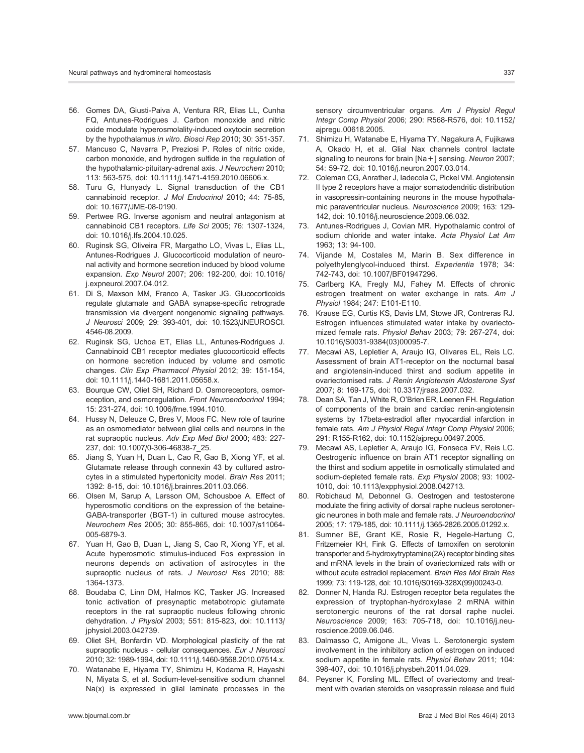56. Gomes DA, Giusti-Paiva A, Ventura RR, Elias LL, Cunha FQ, Antunes-Rodrigues J. Carbon monoxide and nitric oxide modulate hyperosmolality-induced oxytocin secretion by the hypothalamus *in vitro*. *Biosci Rep* 2010; 30: 351-357.
57. Mancuso C, Navarra P, Preziosi P. Roles of nitric oxide, carbon monoxide, and hydrogen sulfide in the regulation of the hypothalamic-pituitary-adrenal axis. *J Neurochem* 2010; 113: 563-575, doi: 10.1111/j.1471-4159.2010.06606.x.
58. Turu G, Hunyady L. Signal transduction of the CB1 cannabinoid receptor. *J Mol Endocrinol* 2010; 44: 75-85, doi: 10.1677/JME-08-0190.
59. Pertwee RG. Inverse agonism and neutral antagonism at cannabinoid CB1 receptors. *Life Sci* 2005; 76: 1307-1324, doi: 10.1016/j.lfs.2004.10.025.
60. Ruginsk SG, Oliveira FR, Margatho LO, Vivas L, Elias LL, Antunes-Rodrigues J. Glucocorticoid modulation of neuronal activity and hormone secretion induced by blood volume expansion. *Exp Neurol* 2007; 206: 192-200, doi: 10.1016/j.expneurol.2007.04.012.
61. Di S, Maxson MM, Franco A, Tasker JG. Glucocorticoids regulate glutamate and GABA synapse-specific retrograde transmission via divergent nongenomic signaling pathways. *J Neurosci* 2009; 29: 393-401, doi: 10.1523/JNEUROSCI.4546-08.2009.
62. Ruginsk SG, Uchoa ET, Elias LL, Antunes-Rodrigues J. Cannabinoid CB1 receptor mediates glucocorticoid effects on hormone secretion induced by volume and osmotic changes. *Clin Exp Pharmacol Physiol* 2012; 39: 151-154, doi: 10.1111/j.1440-1681.2011.05658.x.
63. Bourque CW, Oliet SH, Richard D. Osmoreceptors, osmoreception, and osmoregulation. *Front Neuroendocrinol* 1994; 15: 231-274, doi: 10.1006/frne.1994.1010.
64. Hussy N, Deleuze C, Bres V, Moos FC. New role of taurine as an osmomediator between glial cells and neurons in the rat supraoptic nucleus. *Adv Exp Med Biol* 2000; 483: 227-237, doi: 10.1007/0-306-46838-7_25.
65. Jiang S, Yuan H, Duan L, Cao R, Gao B, Xiong YF, et al. Glutamate release through connexin 43 by cultured astrocytes in a stimulated hypertonicity model. *Brain Res* 2011; 1392: 8-15, doi: 10.1016/j.brainres.2011.03.056.
66. Olsen M, Sarup A, Larsson OM, Schousboe A. Effect of hyperosmotic conditions on the expression of the betaine-GABA-transporter (BGT-1) in cultured mouse astrocytes. *Neurochem Res* 2005; 30: 855-865, doi: 10.1007/s11064-005-6879-3.
67. Yuan H, Gao B, Duan L, Jiang S, Cao R, Xiong YF, et al. Acute hyperosmotic stimulus-induced Fos expression in neurons depends on activation of astrocytes in the supraoptic nucleus of rats. *J Neurosci Res* 2010; 88: 1364-1373.
68. Boudaba C, Linn DM, Halmos KC, Tasker JG. Increased tonic activation of presynaptic metabotropic glutamate receptors in the rat supraoptic nucleus following chronic dehydration. *J Physiol* 2003; 551: 815-823, doi: 10.1113/jphysiol.2003.042739.
69. Oliet SH, Bonfardin VD. Morphological plasticity of the rat supraoptic nucleus - cellular consequences. *Eur J Neurosci* 2010; 32: 1989-1994, doi: 10.1111/j.1460-9568.2010.07514.x.
70. Watanabe E, Hiyama TY, Shimizu H, Kodama R, Hayashi N, Miyata S, et al. Sodium-level-sensitive sodium channel Na(x) is expressed in glial laminate processes in the sensory circumventricular organs. *Am J Physiol Regul Integr Comp Physiol* 2006; 290: R568-R576, doi: 10.1152/ajpregu.00618.2005.
71. Shimizu H, Watanabe E, Hiyama TY, Nagakura A, Fujikawa A, Okado H, et al. Glial Nax channels control lactate signaling to neurons for brain [Na+] sensing. *Neuron* 2007; 54: 59-72, doi: 10.1016/j.neuron.2007.03.014.
72. Coleman CG, Anrather J, Iadecola C, Pickel VM. Angiotensin II type 2 receptors have a major somatodendritic distribution in vasopressin-containing neurons in the mouse hypothalamic paraventricular nucleus. *Neuroscience* 2009; 163: 129-142, doi: 10.1016/j.neuroscience.2009.06.032.
73. Antunes-Rodrigues J, Covian MR. Hypothalamic control of sodium chloride and water intake. *Acta Physiol Lat Am* 1963; 13: 94-100.
74. Vijande M, Costales M, Marin B. Sex difference in polyethylenglycol-induced thirst. *Experientia* 1978; 34: 742-743, doi: 10.1007/BF01947296.
75. Carlberg KA, Fregly MJ, Fahey M. Effects of chronic estrogen treatment on water exchange in rats. *Am J Physiol* 1984; 247: E101-E110.
76. Krause EG, Curtis KS, Davis LM, Stowe JR, Contreras RJ. Estrogen influences stimulated water intake by ovariectomized female rats. *Physiol Behav* 2003; 79: 267-274, doi: 10.1016/S0031-9384(03)00095-7.
77. Mecawi AS, Lepletier A, Araujo IG, Olivares EL, Reis LC. Assessment of brain AT1-receptor on the nocturnal basal and angiotensin-induced thirst and sodium appetite in ovariectomised rats. *J Renin Angiotensin Aldosterone Syst* 2007; 8: 169-175, doi: 10.3317/jraas.2007.032.
78. Dean SA, Tan J, White R, O'Brien ER, Leenen FH. Regulation of components of the brain and cardiac renin-angiotensin systems by 17beta-estradiol after myocardial infarction in female rats. *Am J Physiol Regul Integr Comp Physiol* 2006; 291: R155-R162, doi: 10.1152/ajpregu.00497.2005.
79. Mecawi AS, Lepletier A, Araujo IG, Fonseca FV, Reis LC. Oestrogenic influence on brain AT1 receptor signalling on the thirst and sodium appetite in osmotically stimulated and sodium-depleted female rats. *Exp Physiol* 2008; 93: 1002-1010, doi: 10.1113/expphysiol.2008.042713.
80. Robichaud M, Debonnel G. Oestrogen and testosterone modulate the firing activity of dorsal raphe nucleus serotonergic neurones in both male and female rats. *J Neuroendocrinol* 2005; 17: 179-185, doi: 10.1111/j.1365-2826.2005.01292.x.
81. Sumner BE, Grant KE, Rosie R, Hegele-Hartung C, Fritzemeier KH, Fink G. Effects of tamoxifen on serotonin transporter and 5-hydroxytryptamine(2A) receptor binding sites and mRNA levels in the brain of ovariectomized rats with or without acute estradiol replacement. *Brain Res Mol Brain Res* 1999; 73: 119-128, doi: 10.1016/S0169-328X(99)00243-0.
82. Donner N, Handa RJ. Estrogen receptor beta regulates the expression of tryptophan-hydroxylase 2 mRNA within serotonergic neurons of the rat dorsal raphe nuclei. *Neuroscience* 2009; 163: 705-718, doi: 10.1016/j.neuroscience.2009.06.046.
83. Dalmasso C, Amigone JL, Vivas L. Serotonergic system involvement in the inhibitory action of estrogen on induced sodium appetite in female rats. *Physiol Behav* 2011; 104: 398-407, doi: 10.1016/j.physbeh.2011.04.029.
84. Peysner K, Forsling ML. Effect of ovariectomy and treatment with ovarian steroids on vasopressin release and fluid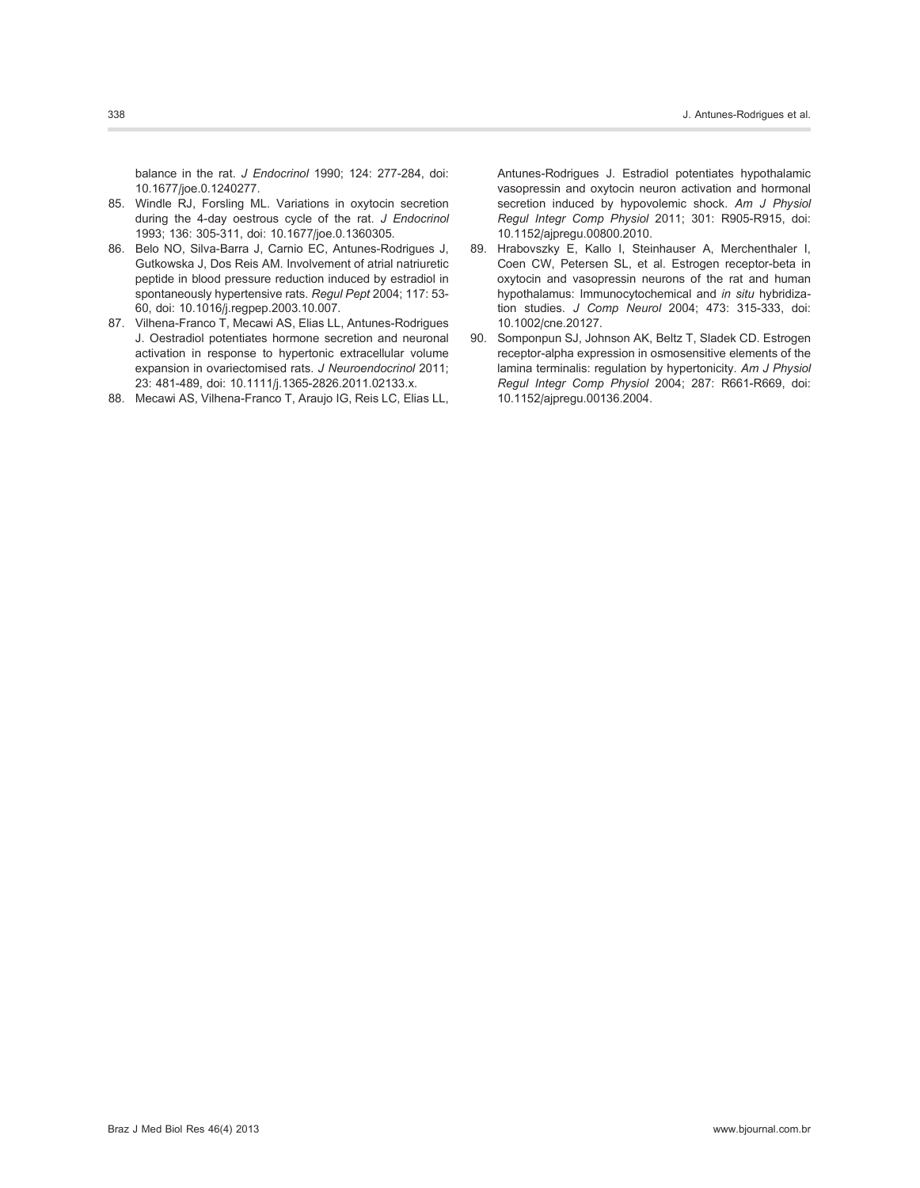balance in the rat. *J Endocrinol* 1990; 124: 277-284, doi: 10.1677/joe.0.1240277.

85. Windle RJ, Forsling ML. Variations in oxytocin secretion during the 4-day oestrous cycle of the rat. *J Endocrinol* 1993; 136: 305-311, doi: 10.1677/joe.0.1360305.
86. Belo NO, Silva-Barra J, Carnio EC, Antunes-Rodrigues J, Gutkowska J, Dos Reis AM. Involvement of atrial natriuretic peptide in blood pressure reduction induced by estradiol in spontaneously hypertensive rats. *Regul Pept* 2004; 117: 53-60, doi: 10.1016/j.regpep.2003.10.007.
87. Vilhena-Franco T, Mecawi AS, Elias LL, Antunes-Rodrigues J. Oestradiol potentiates hormone secretion and neuronal activation in response to hypertonic extracellular volume expansion in ovariectomised rats. *J Neuroendocrinol* 2011; 23: 481-489, doi: 10.1111/j.1365-2826.2011.02133.x.
88. Mecawi AS, Vilhena-Franco T, Araujo IG, Reis LC, Elias LL, Antunes-Rodrigues J. Estradiol potentiates hypothalamic vasopressin and oxytocin neuron activation and hormonal secretion induced by hypovolemic shock. *Am J Physiol Regul Integr Comp Physiol* 2011; 301: R905-R915, doi: 10.1152/ajpregu.00800.2010.
89. Hrabovszky E, Kallo I, Steinhauser A, Merchenthaler I, Coen CW, Petersen SL, et al. Estrogen receptor-beta in oxytocin and vasopressin neurons of the rat and human hypothalamus: Immunocytochemical and *in situ* hybridization studies. *J Comp Neurol* 2004; 473: 315-333, doi: 10.1002/cne.20127.
90. Somponpun SJ, Johnson AK, Beltz T, Sladek CD. Estrogen receptor-alpha expression in osmosensitive elements of the lamina terminalis: regulation by hypertonicity. *Am J Physiol Regul Integr Comp Physiol* 2004; 287: R661-R669, doi: 10.1152/ajpregu.00136.2004.